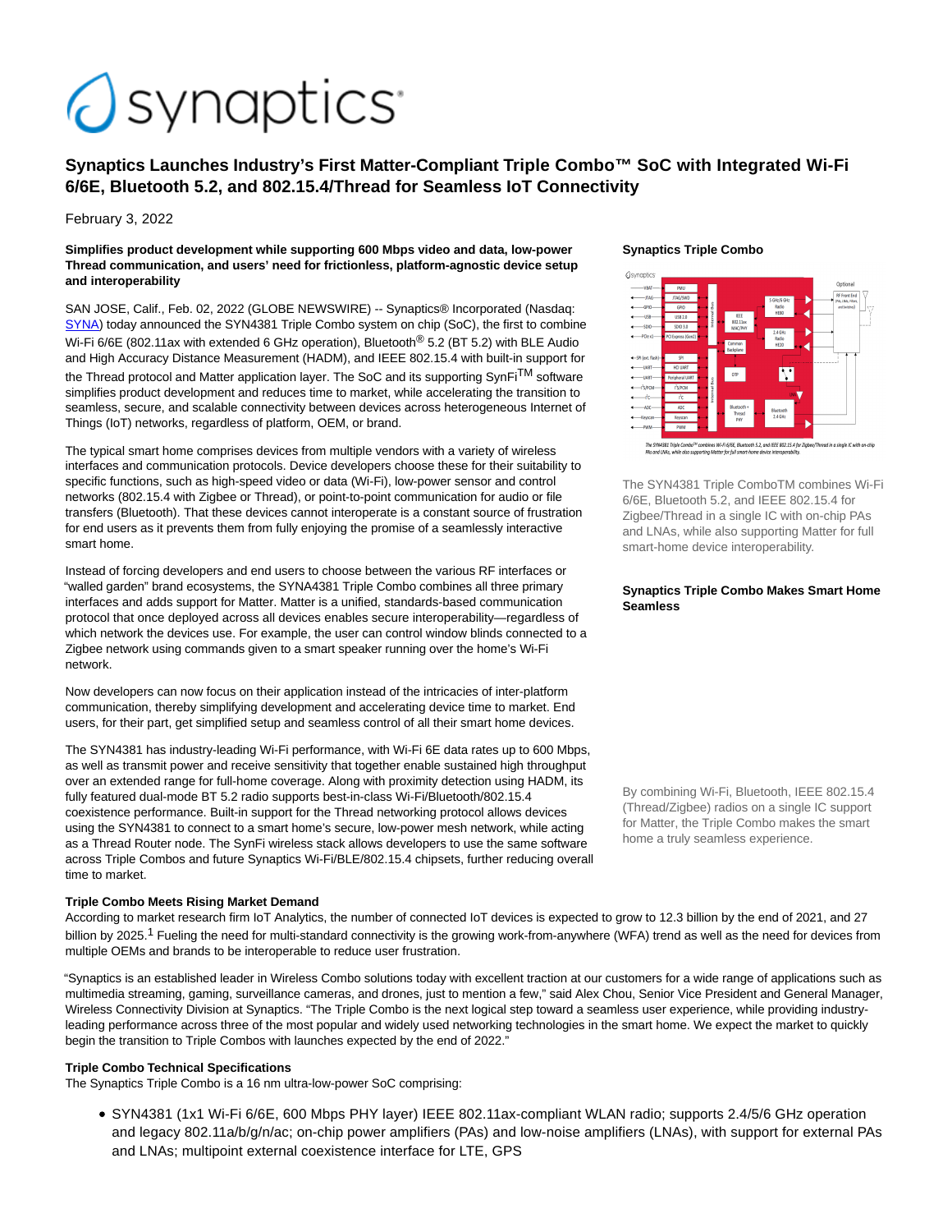# Synaptics Launches Industry's First Matter-Compliant Triple Combo™ SoC with Integrated Wi-Fi 6/6E, Bluetooth 5.2, and 802.15.4/Thread for Seamless IoT Connectivity

February 3, 2022

**Simplifies product development while supporting 600 Mbps video and data, low-power Thread communication, and users' need for frictionless, platform-agnostic device setup and interoperability**

SAN JOSE, Calif., Feb. 02, 2022 (GLOBE NEWSWIRE) -- Synaptics® Incorporated (Nasdaq: SYNA) today announced the SYN4381 Triple Combo system on chip (SoC), the first to combine Wi-Fi 6/6E (802.11ax with extended 6 GHz operation), Bluetooth® 5.2 (BT 5.2) with BLE Audio and High Accuracy Distance Measurement (HADM), and IEEE 802.15.4 with built-in support for the Thread protocol and Matter application layer. The SoC and its supporting SynFi™ software simplifies product development and reduces time to market, while accelerating the transition to seamless, secure, and scalable connectivity between devices across heterogeneous Internet of Things (IoT) networks, regardless of platform, OEM, or brand.

The typical smart home comprises devices from multiple vendors with a variety of wireless interfaces and communication protocols. Device developers choose these for their suitability to specific functions, such as high-speed video or data (Wi-Fi), low-power sensor and control networks (802.15.4 with Zigbee or Thread), or point-to-point communication for audio or file transfers (Bluetooth). That these devices cannot interoperate is a constant source of frustration for end users as it prevents them from fully enjoying the promise of a seamlessly interactive smart home.

Instead of forcing developers and end users to choose between the various RF interfaces or "walled garden" brand ecosystems, the SYNA4381 Triple Combo combines all three primary interfaces and adds support for Matter. Matter is a unified, standards-based communication protocol that once deployed across all devices enables secure interoperability—regardless of which network the devices use. For example, the user can control window blinds connected to a Zigbee network using commands given to a smart speaker running over the home's Wi-Fi network.

Now developers can now focus on their application instead of the intricacies of inter-platform communication, thereby simplifying development and accelerating device time to market. End users, for their part, get simplified setup and seamless control of all their smart home devices.

The SYN4381 has industry-leading Wi-Fi performance, with Wi-Fi 6E data rates up to 600 Mbps, as well as transmit power and receive sensitivity that together enable sustained high throughput over an extended range for full-home coverage. Along with proximity detection using HADM, its fully featured dual-mode BT 5.2 radio supports best-in-class Wi-Fi/Bluetooth/802.15.4 coexistence performance. Built-in support for the Thread networking protocol allows devices using the SYN4381 to connect to a smart home's secure, low-power mesh network, while acting as a Thread Router node. The SynFi wireless stack allows developers to use the same software across Triple Combos and future Synaptics Wi-Fi/BLE/802.15.4 chipsets, further reducing overall time to market.

**Synaptics Triple Combo**

The SYN4381 Triple ComboTM combines Wi-Fi 6/6E, Bluetooth 5.2, and IEEE 802.15.4 for Zigbee/Thread in a single IC with on-chip PAs and LNAs, while also supporting Matter for full smart-home device interoperability.

**Synaptics Triple Combo Makes Smart Home Seamless**

By combining Wi-Fi, Bluetooth, IEEE 802.15.4 (Thread/Zigbee) radios on a single IC support for Matter, the Triple Combo makes the smart home a truly seamless experience.

**Triple Combo Meets Rising Market Demand**

According to market research firm IoT Analytics, the number of connected IoT devices is expected to grow to 12.3 billion by the end of 2021, and 27 billion by 2025.[1] Fueling the need for multi-standard connectivity is the growing work-from-anywhere (WFA) trend as well as the need for devices from multiple OEMs and brands to be interoperable to reduce user frustration.

"Synaptics is an established leader in Wireless Combo solutions today with excellent traction at our customers for a wide range of applications such as multimedia streaming, gaming, surveillance cameras, and drones, just to mention a few," said Alex Chou, Senior Vice President and General Manager, Wireless Connectivity Division at Synaptics. "The Triple Combo is the next logical step toward a seamless user experience, while providing industry-leading performance across three of the most popular and widely used networking technologies in the smart home. We expect the market to quickly begin the transition to Triple Combos with launches expected by the end of 2022."

**Triple Combo Technical Specifications**

The Synaptics Triple Combo is a 16 nm ultra-low-power SoC comprising:

- SYN4381 (1x1 Wi-Fi 6/6E, 600 Mbps PHY layer) IEEE 802.11ax-compliant WLAN radio; supports 2.4/5/6 GHz operation and legacy 802.11a/b/g/n/ac; on-chip power amplifiers (PAs) and low-noise amplifiers (LNAs), with support for external PAs and LNAs; multipoint external coexistence interface for LTE, GPS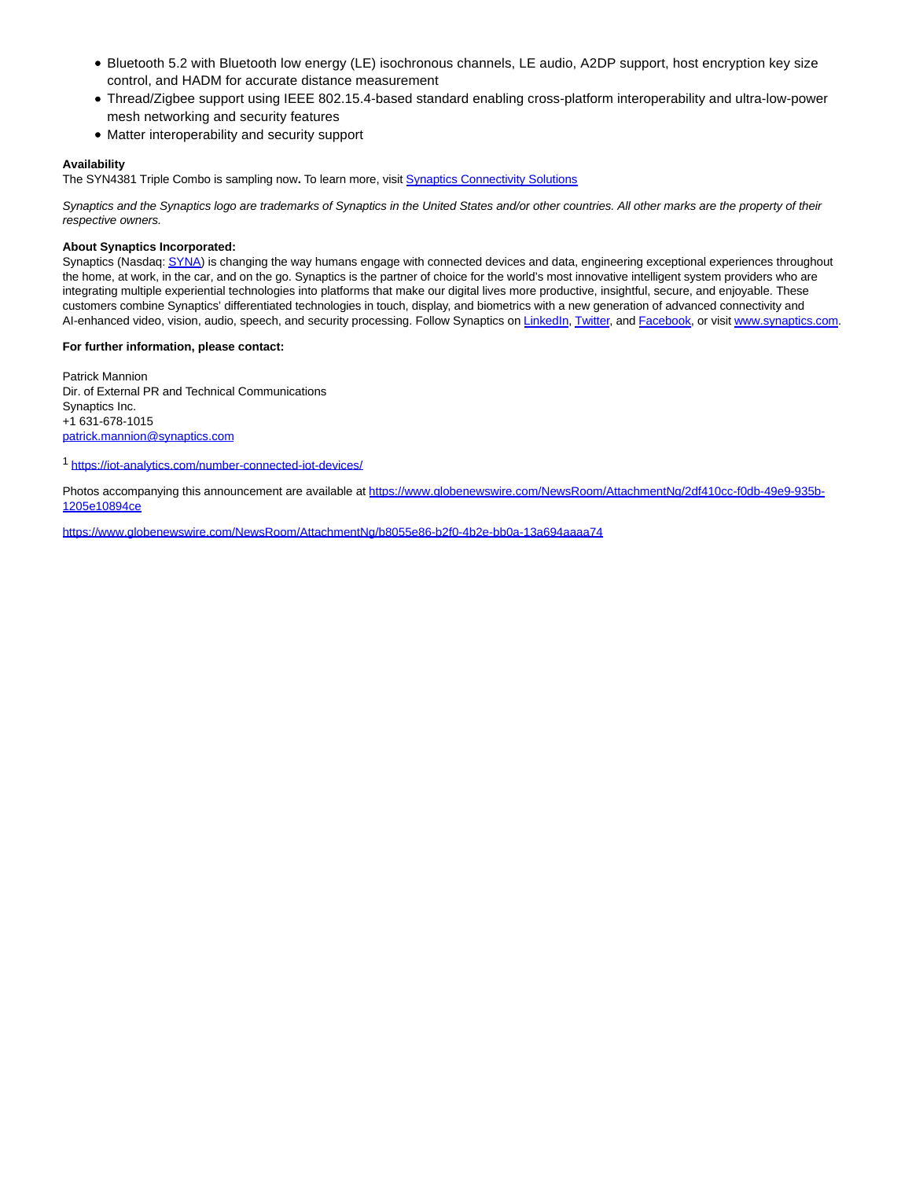- Bluetooth 5.2 with Bluetooth low energy (LE) isochronous channels, LE audio, A2DP support, host encryption key size control, and HADM for accurate distance measurement
- Thread/Zigbee support using IEEE 802.15.4-based standard enabling cross-platform interoperability and ultra-low-power mesh networking and security features
- Matter interoperability and security support

**Availability**
The SYN4381 Triple Combo is sampling now**.** To learn more, visit [Synaptics Connectivity Solutions]()

*Synaptics and the Synaptics logo are trademarks of Synaptics in the United States and/or other countries. All other marks are the property of their respective owners.*

**About Synaptics Incorporated:**
Synaptics (Nasdaq: [SYNA]()) is changing the way humans engage with connected devices and data, engineering exceptional experiences throughout the home, at work, in the car, and on the go. Synaptics is the partner of choice for the world's most innovative intelligent system providers who are integrating multiple experiential technologies into platforms that make our digital lives more productive, insightful, secure, and enjoyable. These customers combine Synaptics' differentiated technologies in touch, display, and biometrics with a new generation of advanced connectivity and AI-enhanced video, vision, audio, speech, and security processing. Follow Synaptics on [LinkedIn](), [Twitter](), and [Facebook](), or visit [www.synaptics.com]().

**For further information, please contact:**

Patrick Mannion
Dir. of External PR and Technical Communications
Synaptics Inc.
+1 631-678-1015
patrick.mannion@synaptics.com

[1] https://iot-analytics.com/number-connected-iot-devices/

Photos accompanying this announcement are available at https://www.globenewswire.com/NewsRoom/AttachmentNg/2df410cc-f0db-49e9-935b-1205e10894ce

https://www.globenewswire.com/NewsRoom/AttachmentNg/b8055e86-b2f0-4b2e-bb0a-13a694aaaa74